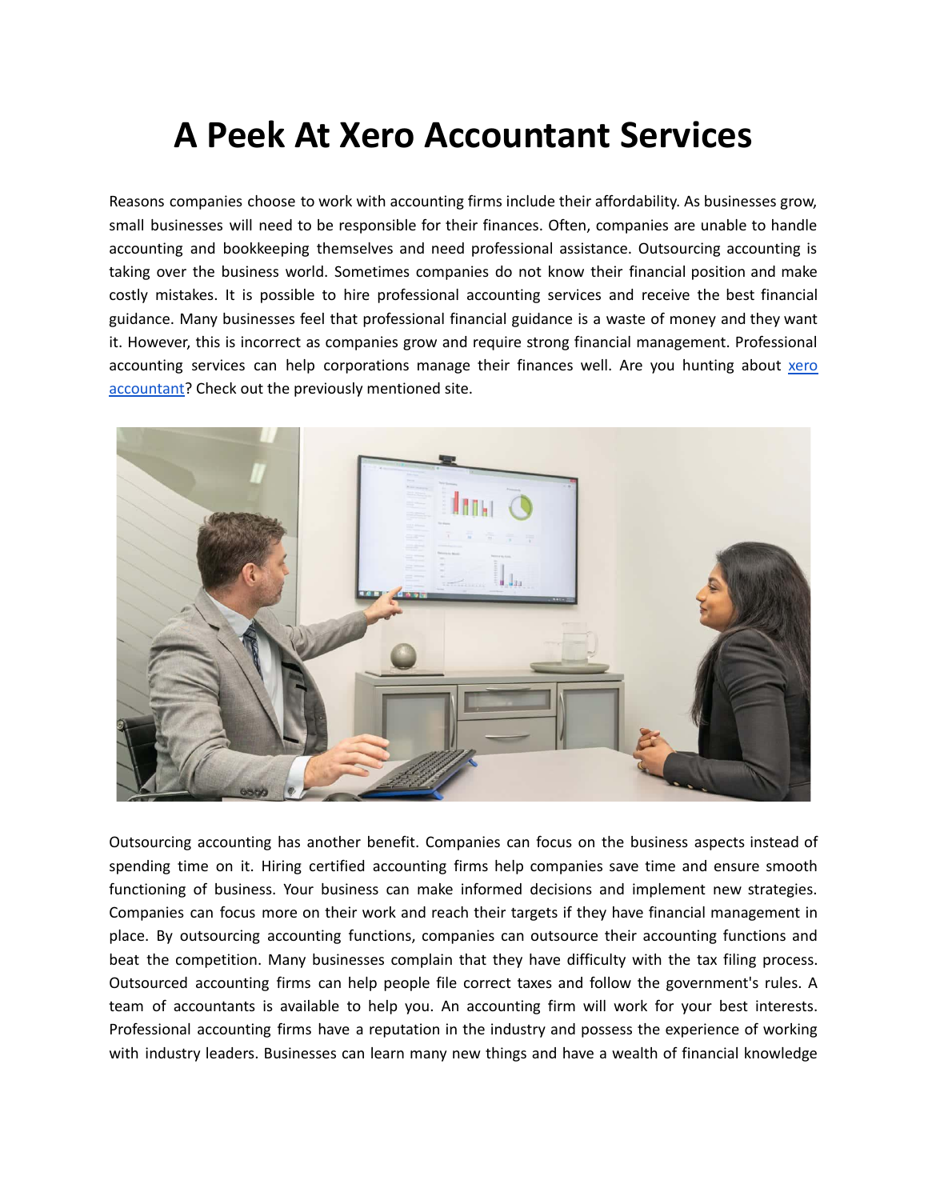# A Peek At Xero Accountant Services

Reasons companies choose to work with accounting firms include their affordability. As businesses grow, small businesses will need to be responsible for their finances. Often, companies are unable to handle accounting and bookkeeping themselves and need professional assistance. Outsourcing accounting is taking over the business world. Sometimes companies do not know their financial position and make costly mistakes. It is possible to hire professional accounting services and receive the best financial guidance. Many businesses feel that professional financial guidance is a waste of money and they want it. However, this is incorrect as companies grow and require strong financial management. Professional accounting services can help corporations manage their finances well. Are you hunting about xero accountant? Check out the previously mentioned site.

Outsourcing accounting has another benefit. Companies can focus on the business aspects instead of spending time on it. Hiring certified accounting firms help companies save time and ensure smooth functioning of business. Your business can make informed decisions and implement new strategies. Companies can focus more on their work and reach their targets if they have financial management in place. By outsourcing accounting functions, companies can outsource their accounting functions and beat the competition. Many businesses complain that they have difficulty with the tax filing process. Outsourced accounting firms can help people file correct taxes and follow the government's rules. A team of accountants is available to help you. An accounting firm will work for your best interests. Professional accounting firms have a reputation in the industry and possess the experience of working with industry leaders. Businesses can learn many new things and have a wealth of financial knowledge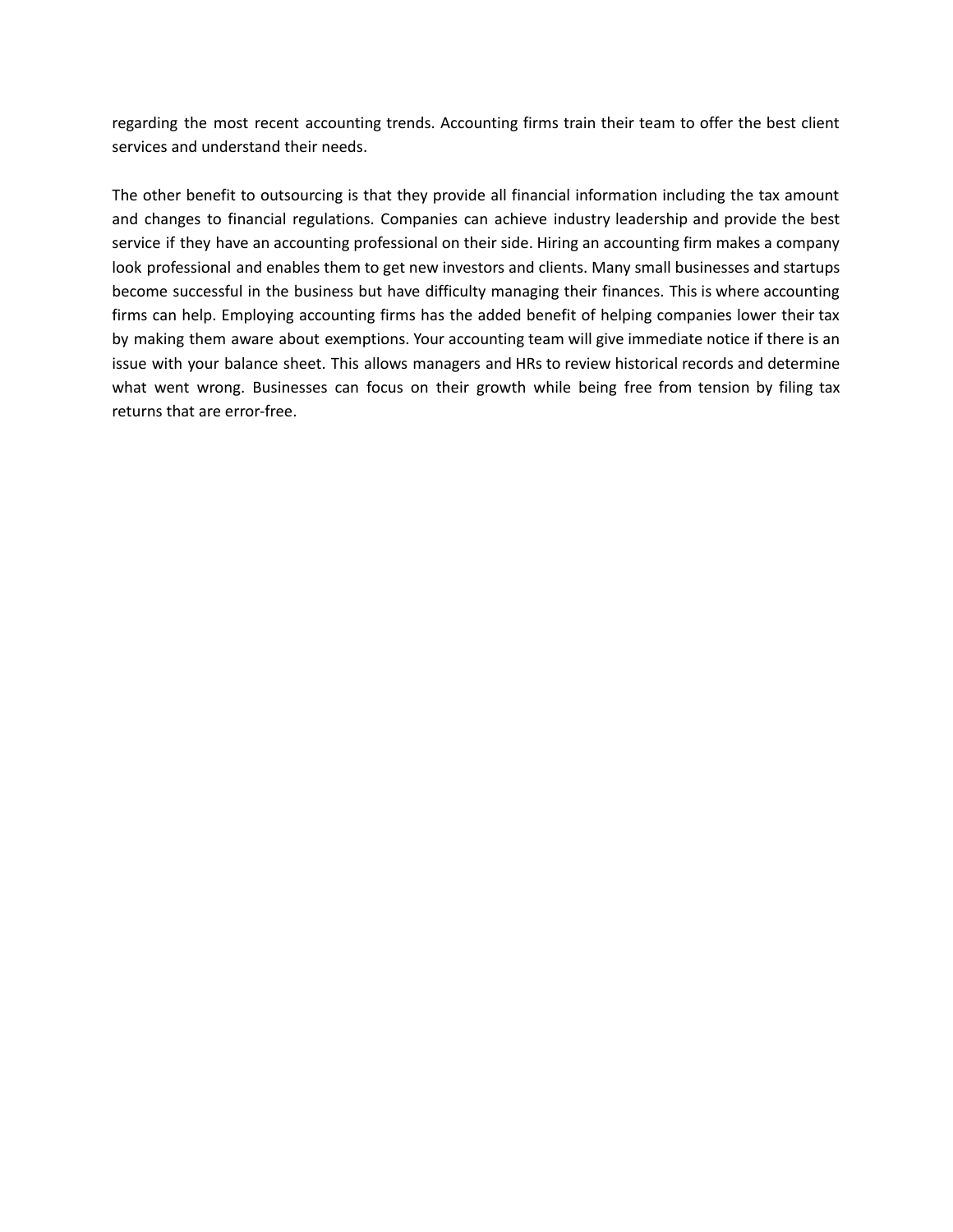regarding the most recent accounting trends. Accounting firms train their team to offer the best client services and understand their needs.

The other benefit to outsourcing is that they provide all financial information including the tax amount and changes to financial regulations. Companies can achieve industry leadership and provide the best service if they have an accounting professional on their side. Hiring an accounting firm makes a company look professional and enables them to get new investors and clients. Many small businesses and startups become successful in the business but have difficulty managing their finances. This is where accounting firms can help. Employing accounting firms has the added benefit of helping companies lower their tax by making them aware about exemptions. Your accounting team will give immediate notice if there is an issue with your balance sheet. This allows managers and HRs to review historical records and determine what went wrong. Businesses can focus on their growth while being free from tension by filing tax returns that are error-free.